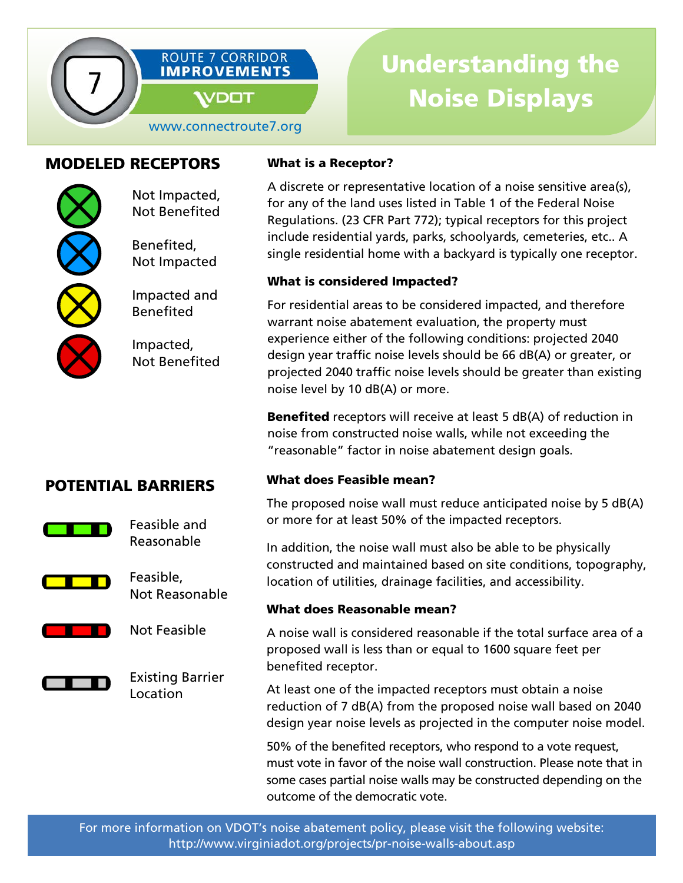ROUTE 7 CORRIDOR **IMPROVEMENTS**

VDOT

www.connectroute7.org

# Understanding the Noise Displays

## MODELED RECEPTORS

- Not Impacted, Not Benefited
- Benefited, Not Impacted
- Impacted and Benefited
- Impacted, Not Benefited

## POTENTIAL BARRIERS

- Feasible and Reasonable
- Feasible, Not Reasonable
- Not Feasible
- Existing Barrier Location

### What is a Receptor?

A discrete or representative location of a noise sensitive area(s), for any of the land uses listed in Table 1 of the Federal Noise Regulations. (23 CFR Part 772); typical receptors for this project include residential yards, parks, schoolyards, cemeteries, etc.. A single residential home with a backyard is typically one receptor.

### What is considered Impacted?

For residential areas to be considered impacted, and therefore warrant noise abatement evaluation, the property must experience either of the following conditions: projected 2040 design year traffic noise levels should be 66 dB(A) or greater, or projected 2040 traffic noise levels should be greater than existing noise level by 10 dB(A) or more.

**Benefited** receptors will receive at least 5 dB(A) of reduction in noise from constructed noise walls, while not exceeding the "reasonable" factor in noise abatement design goals.

### What does Feasible mean?

The proposed noise wall must reduce anticipated noise by 5 dB(A) or more for at least 50% of the impacted receptors.

In addition, the noise wall must also be able to be physically constructed and maintained based on site conditions, topography, location of utilities, drainage facilities, and accessibility.

### What does Reasonable mean?

A noise wall is considered reasonable if the total surface area of a proposed wall is less than or equal to 1600 square feet per benefited receptor.

At least one of the impacted receptors must obtain a noise reduction of 7 dB(A) from the proposed noise wall based on 2040 design year noise levels as projected in the computer noise model.

50% of the benefited receptors, who respond to a vote request, must vote in favor of the noise wall construction. Please note that in some cases partial noise walls may be constructed depending on the outcome of the democratic vote.

For more information on VDOT's noise abatement policy, please visit the following website: http://www.virginiadot.org/projects/pr-noise-walls-about.asp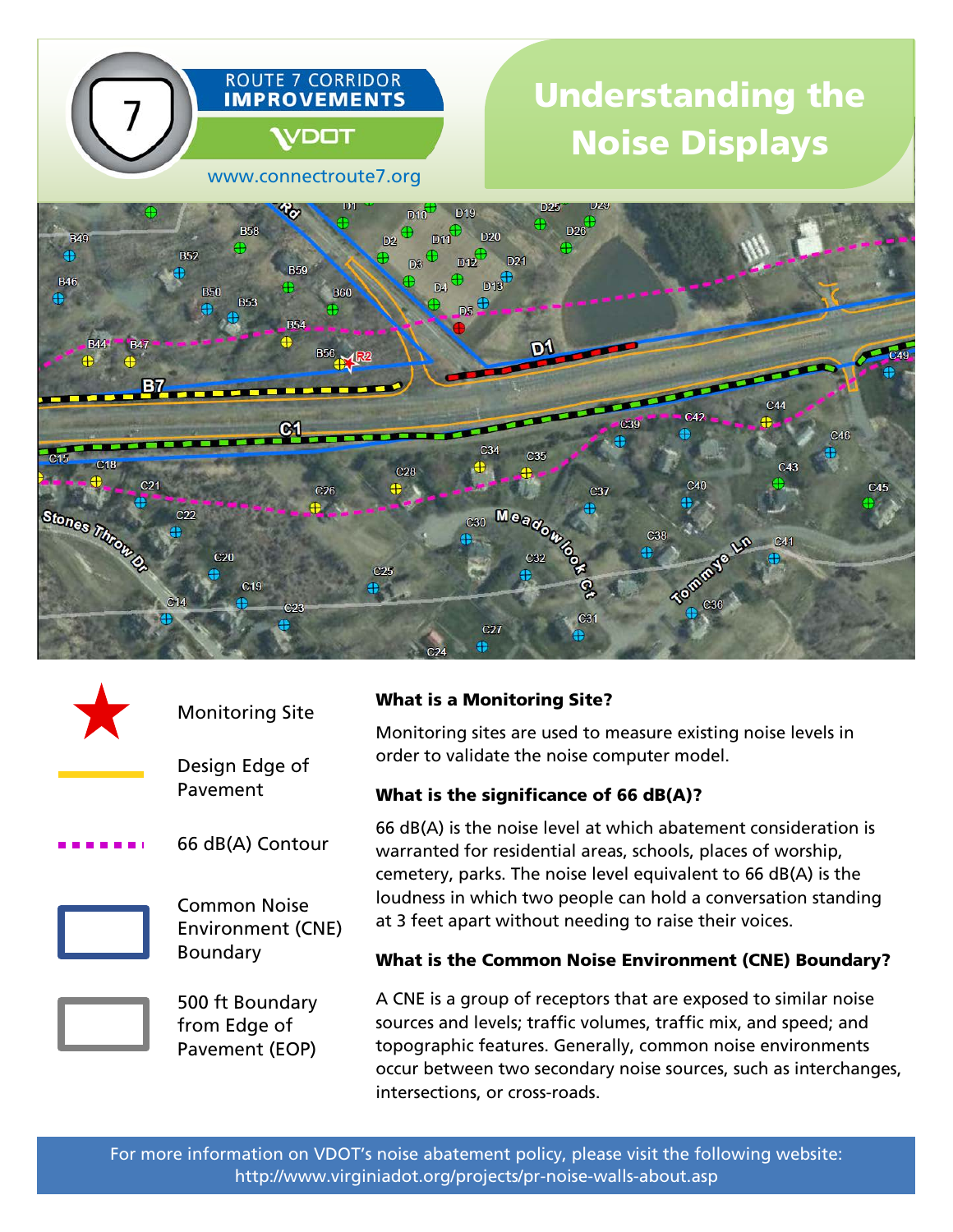ROUTE 7 CORRIDOR IMPROVEMENTS

VDOT

www.connectroute7.org

# Understanding the Noise Displays

Monitoring Site

Design Edge of Pavement

66 dB(A) Contour

Common Noise Environment (CNE) Boundary

500 ft Boundary from Edge of Pavement (EOP)

### What is a Monitoring Site?

Monitoring sites are used to measure existing noise levels in order to validate the noise computer model.

### What is the significance of 66 dB(A)?

66 dB(A) is the noise level at which abatement consideration is warranted for residential areas, schools, places of worship, cemetery, parks. The noise level equivalent to 66 dB(A) is the loudness in which two people can hold a conversation standing at 3 feet apart without needing to raise their voices.

### What is the Common Noise Environment (CNE) Boundary?

A CNE is a group of receptors that are exposed to similar noise sources and levels; traffic volumes, traffic mix, and speed; and topographic features. Generally, common noise environments occur between two secondary noise sources, such as interchanges, intersections, or cross-roads.

For more information on VDOT's noise abatement policy, please visit the following website: http://www.virginiadot.org/projects/pr-noise-walls-about.asp